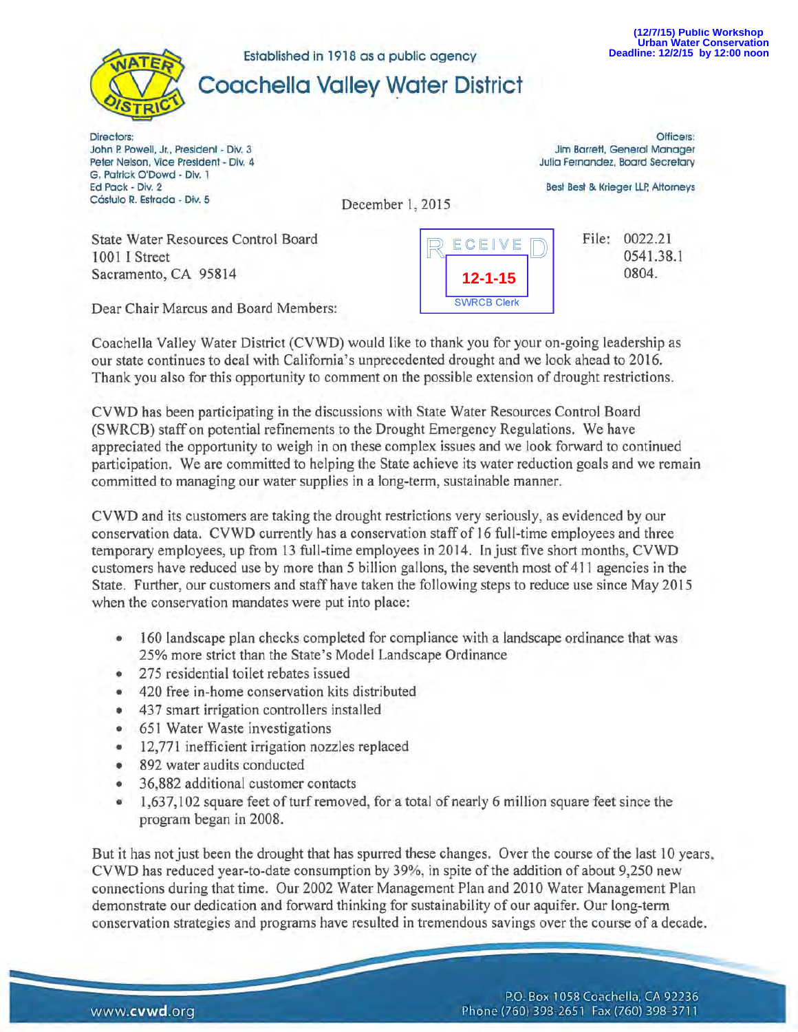(12/7/15) Public Workshop
Urban Water Conservation
Deadline: 12/2/15 by 12:00 noon

Established in 1918 as a public agency

# Coachella Valley Water District

Directors:
John P. Powell, Jr., President - Div. 3
Peter Nelson, Vice President - Div. 4
G. Patrick O'Dowd - Div. 1
Ed Pack - Div. 2
Cástulo R. Estrada - Div. 5

Officers:
Jim Barrett, General Manager
Julia Fernandez, Board Secretary

Best Best & Krieger LLP, Attorneys

December 1, 2015

State Water Resources Control Board
1001 I Street
Sacramento, CA 95814

RECEIVED
12-1-15
SWRCB Clerk

File: 0022.21
0541.38.1
0804.

Dear Chair Marcus and Board Members:

Coachella Valley Water District (CVWD) would like to thank you for your on-going leadership as our state continues to deal with California's unprecedented drought and we look ahead to 2016. Thank you also for this opportunity to comment on the possible extension of drought restrictions.

CVWD has been participating in the discussions with State Water Resources Control Board (SWRCB) staff on potential refinements to the Drought Emergency Regulations. We have appreciated the opportunity to weigh in on these complex issues and we look forward to continued participation. We are committed to helping the State achieve its water reduction goals and we remain committed to managing our water supplies in a long-term, sustainable manner.

CVWD and its customers are taking the drought restrictions very seriously, as evidenced by our conservation data. CVWD currently has a conservation staff of 16 full-time employees and three temporary employees, up from 13 full-time employees in 2014. In just five short months, CVWD customers have reduced use by more than 5 billion gallons, the seventh most of 411 agencies in the State. Further, our customers and staff have taken the following steps to reduce use since May 2015 when the conservation mandates were put into place:

- 160 landscape plan checks completed for compliance with a landscape ordinance that was 25% more strict than the State's Model Landscape Ordinance
- 275 residential toilet rebates issued
- 420 free in-home conservation kits distributed
- 437 smart irrigation controllers installed
- 651 Water Waste investigations
- 12,771 inefficient irrigation nozzles replaced
- 892 water audits conducted
- 36,882 additional customer contacts
- 1,637,102 square feet of turf removed, for a total of nearly 6 million square feet since the program began in 2008.

But it has not just been the drought that has spurred these changes. Over the course of the last 10 years, CVWD has reduced year-to-date consumption by 39%, in spite of the addition of about 9,250 new connections during that time. Our 2002 Water Management Plan and 2010 Water Management Plan demonstrate our dedication and forward thinking for sustainability of our aquifer. Our long-term conservation strategies and programs have resulted in tremendous savings over the course of a decade.

www.cvwd.org

P.O. Box 1058 Coachella, CA 92236
Phone (760) 398-2651 Fax (760) 398-3711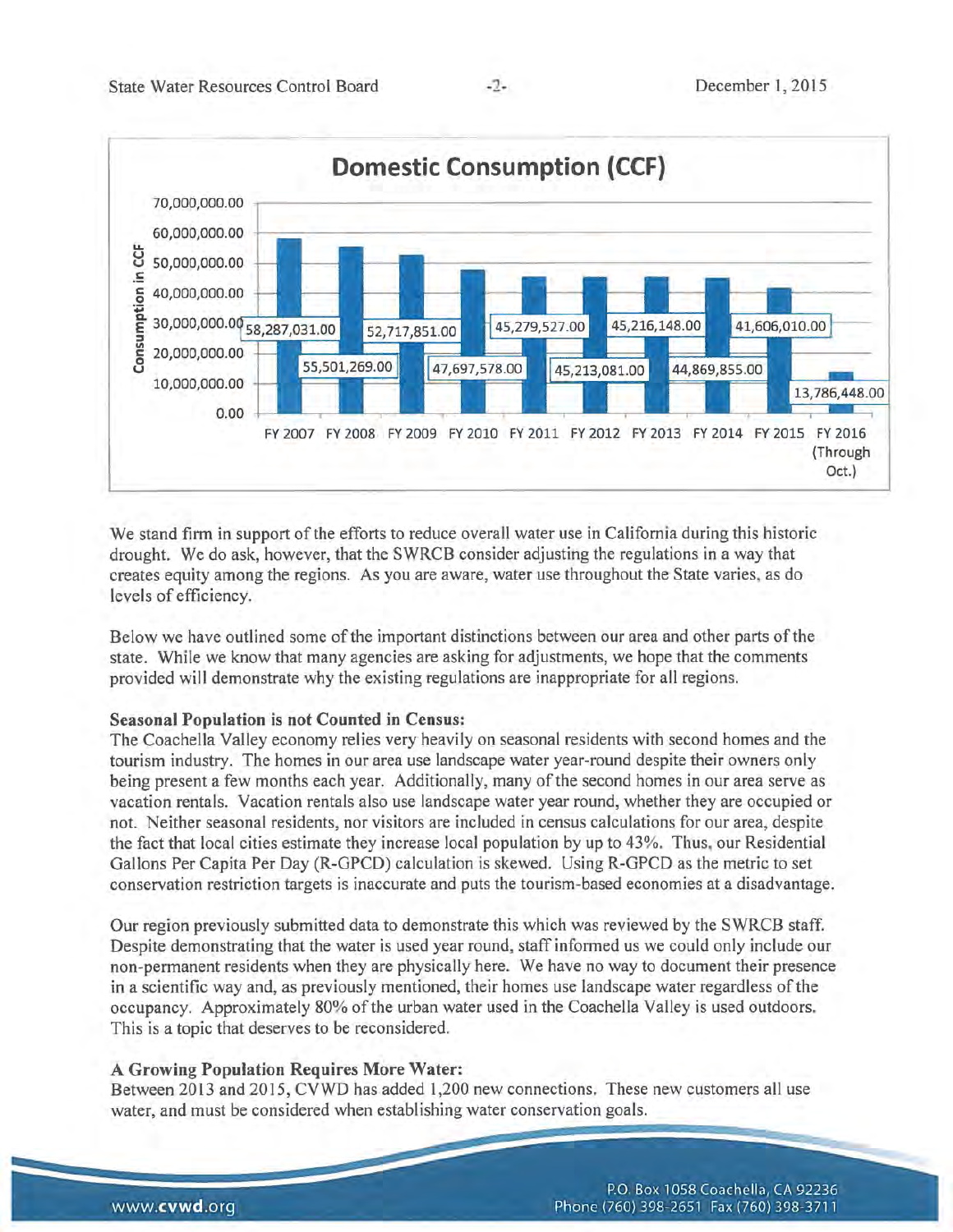**Domestic Consumption (CCF)**

| Fiscal Year | Consumption in CCF |
|---|---|
| FY 2007 | 58,287,031.00 |
| FY 2008 | 55,501,269.00 |
| FY 2009 | 52,717,851.00 |
| FY 2010 | 47,697,578.00 |
| FY 2011 | 45,279,527.00 |
| FY 2012 | 45,213,081.00 |
| FY 2013 | 45,216,148.00 |
| FY 2014 | 44,869,855.00 |
| FY 2015 | 41,606,010.00 |
| FY 2016 (Through Oct.) | 13,786,448.00 |

We stand firm in support of the efforts to reduce overall water use in California during this historic drought. We do ask, however, that the SWRCB consider adjusting the regulations in a way that creates equity among the regions. As you are aware, water use throughout the State varies, as do levels of efficiency.

Below we have outlined some of the important distinctions between our area and other parts of the state. While we know that many agencies are asking for adjustments, we hope that the comments provided will demonstrate why the existing regulations are inappropriate for all regions.

**Seasonal Population is not Counted in Census:**
The Coachella Valley economy relies very heavily on seasonal residents with second homes and the tourism industry. The homes in our area use landscape water year-round despite their owners only being present a few months each year. Additionally, many of the second homes in our area serve as vacation rentals. Vacation rentals also use landscape water year round, whether they are occupied or not. Neither seasonal residents, nor visitors are included in census calculations for our area, despite the fact that local cities estimate they increase local population by up to 43%. Thus, our Residential Gallons Per Capita Per Day (R-GPCD) calculation is skewed. Using R-GPCD as the metric to set conservation restriction targets is inaccurate and puts the tourism-based economies at a disadvantage.

Our region previously submitted data to demonstrate this which was reviewed by the SWRCB staff. Despite demonstrating that the water is used year round, staff informed us we could only include our non-permanent residents when they are physically here. We have no way to document their presence in a scientific way and, as previously mentioned, their homes use landscape water regardless of the occupancy. Approximately 80% of the urban water used in the Coachella Valley is used outdoors. This is a topic that deserves to be reconsidered.

**A Growing Population Requires More Water:**
Between 2013 and 2015, CVWD has added 1,200 new connections. These new customers all use water, and must be considered when establishing water conservation goals.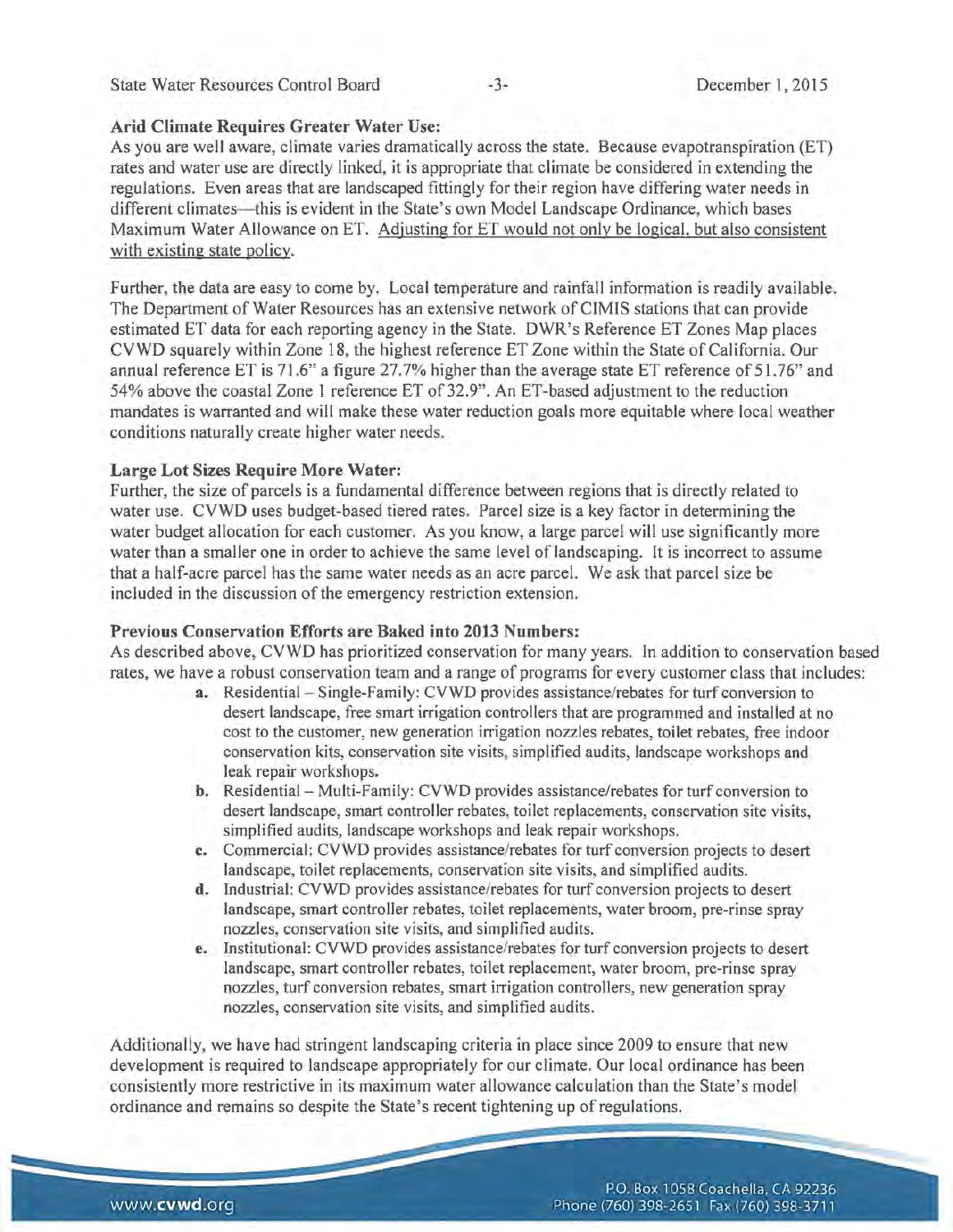**Arid Climate Requires Greater Water Use:**

As you are well aware, climate varies dramatically across the state. Because evapotranspiration (ET) rates and water use are directly linked, it is appropriate that climate be considered in extending the regulations. Even areas that are landscaped fittingly for their region have differing water needs in different climates—this is evident in the State's own Model Landscape Ordinance, which bases Maximum Water Allowance on ET. <u>Adjusting for ET would not only be logical, but also consistent with existing state policy.</u>

Further, the data are easy to come by. Local temperature and rainfall information is readily available. The Department of Water Resources has an extensive network of CIMIS stations that can provide estimated ET data for each reporting agency in the State. DWR's Reference ET Zones Map places CVWD squarely within Zone 18, the highest reference ET Zone within the State of California. Our annual reference ET is 71.6" a figure 27.7% higher than the average state ET reference of 51.76" and 54% above the coastal Zone 1 reference ET of 32.9". An ET-based adjustment to the reduction mandates is warranted and will make these water reduction goals more equitable where local weather conditions naturally create higher water needs.

**Large Lot Sizes Require More Water:**

Further, the size of parcels is a fundamental difference between regions that is directly related to water use. CVWD uses budget-based tiered rates. Parcel size is a key factor in determining the water budget allocation for each customer. As you know, a large parcel will use significantly more water than a smaller one in order to achieve the same level of landscaping. It is incorrect to assume that a half-acre parcel has the same water needs as an acre parcel. We ask that parcel size be included in the discussion of the emergency restriction extension.

**Previous Conservation Efforts are Baked into 2013 Numbers:**

As described above, CVWD has prioritized conservation for many years. In addition to conservation based rates, we have a robust conservation team and a range of programs for every customer class that includes:

- **a.** Residential – Single-Family: CVWD provides assistance/rebates for turf conversion to desert landscape, free smart irrigation controllers that are programmed and installed at no cost to the customer, new generation irrigation nozzles rebates, toilet rebates, free indoor conservation kits, conservation site visits, simplified audits, landscape workshops and leak repair workshops.
- **b.** Residential – Multi-Family: CVWD provides assistance/rebates for turf conversion to desert landscape, smart controller rebates, toilet replacements, conservation site visits, simplified audits, landscape workshops and leak repair workshops.
- **c.** Commercial: CVWD provides assistance/rebates for turf conversion projects to desert landscape, toilet replacements, conservation site visits, and simplified audits.
- **d.** Industrial: CVWD provides assistance/rebates for turf conversion projects to desert landscape, smart controller rebates, toilet replacements, water broom, pre-rinse spray nozzles, conservation site visits, and simplified audits.
- **e.** Institutional: CVWD provides assistance/rebates for turf conversion projects to desert landscape, smart controller rebates, toilet replacement, water broom, pre-rinse spray nozzles, turf conversion rebates, smart irrigation controllers, new generation spray nozzles, conservation site visits, and simplified audits.

Additionally, we have had stringent landscaping criteria in place since 2009 to ensure that new development is required to landscape appropriately for our climate. Our local ordinance has been consistently more restrictive in its maximum water allowance calculation than the State's model ordinance and remains so despite the State's recent tightening up of regulations.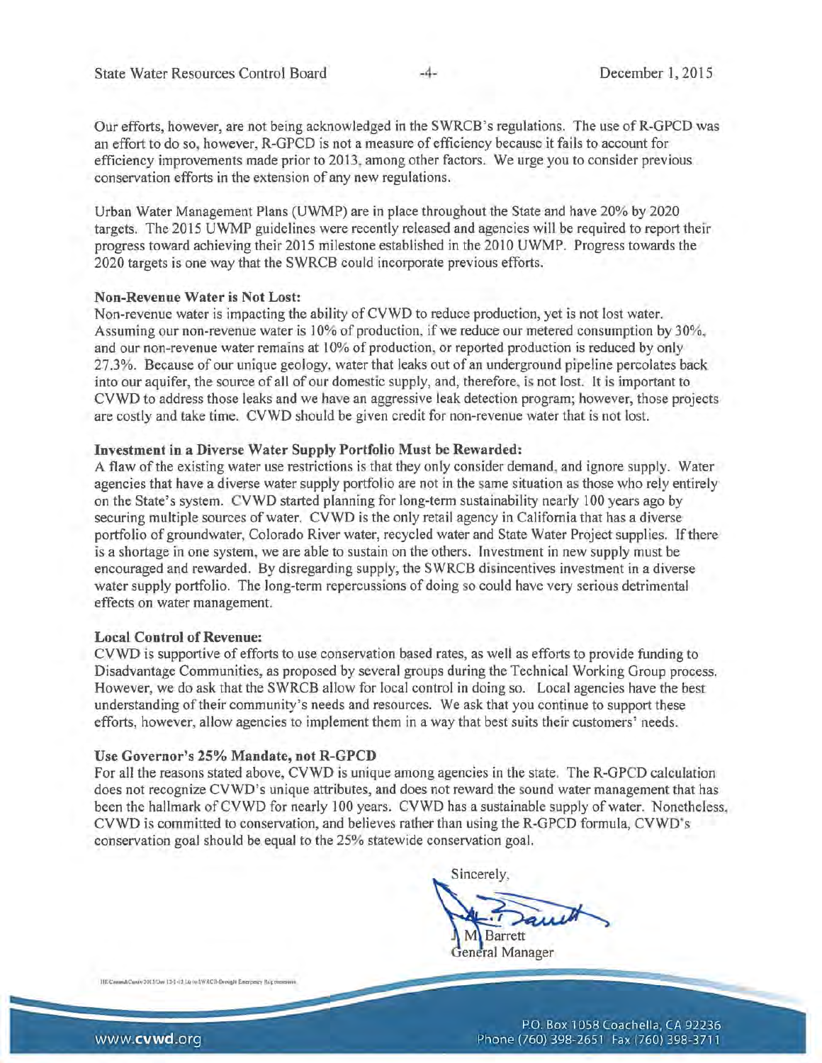Our efforts, however, are not being acknowledged in the SWRCB's regulations. The use of R-GPCD was an effort to do so, however, R-GPCD is not a measure of efficiency because it fails to account for efficiency improvements made prior to 2013, among other factors. We urge you to consider previous conservation efforts in the extension of any new regulations.

Urban Water Management Plans (UWMP) are in place throughout the State and have 20% by 2020 targets. The 2015 UWMP guidelines were recently released and agencies will be required to report their progress toward achieving their 2015 milestone established in the 2010 UWMP. Progress towards the 2020 targets is one way that the SWRCB could incorporate previous efforts.

**Non-Revenue Water is Not Lost:**
Non-revenue water is impacting the ability of CVWD to reduce production, yet is not lost water. Assuming our non-revenue water is 10% of production, if we reduce our metered consumption by 30%, and our non-revenue water remains at 10% of production, or reported production is reduced by only 27.3%. Because of our unique geology, water that leaks out of an underground pipeline percolates back into our aquifer, the source of all of our domestic supply, and, therefore, is not lost. It is important to CVWD to address those leaks and we have an aggressive leak detection program; however, those projects are costly and take time. CVWD should be given credit for non-revenue water that is not lost.

**Investment in a Diverse Water Supply Portfolio Must be Rewarded:**
A flaw of the existing water use restrictions is that they only consider demand, and ignore supply. Water agencies that have a diverse water supply portfolio are not in the same situation as those who rely entirely on the State's system. CVWD started planning for long-term sustainability nearly 100 years ago by securing multiple sources of water. CVWD is the only retail agency in California that has a diverse portfolio of groundwater, Colorado River water, recycled water and State Water Project supplies. If there is a shortage in one system, we are able to sustain on the others. Investment in new supply must be encouraged and rewarded. By disregarding supply, the SWRCB disincentives investment in a diverse water supply portfolio. The long-term repercussions of doing so could have very serious detrimental effects on water management.

**Local Control of Revenue:**
CVWD is supportive of efforts to use conservation based rates, as well as efforts to provide funding to Disadvantage Communities, as proposed by several groups during the Technical Working Group process. However, we do ask that the SWRCB allow for local control in doing so. Local agencies have the best understanding of their community's needs and resources. We ask that you continue to support these efforts, however, allow agencies to implement them in a way that best suits their customers' needs.

**Use Governor's 25% Mandate, not R-GPCD**
For all the reasons stated above, CVWD is unique among agencies in the state. The R-GPCD calculation does not recognize CVWD's unique attributes, and does not reward the sound water management that has been the hallmark of CVWD for nearly 100 years. CVWD has a sustainable supply of water. Nonetheless, CVWD is committed to conservation, and believes rather than using the R-GPCD formula, CVWD's conservation goal should be equal to the 25% statewide conservation goal.

Sincerely,

J. M. Barrett
General Manager